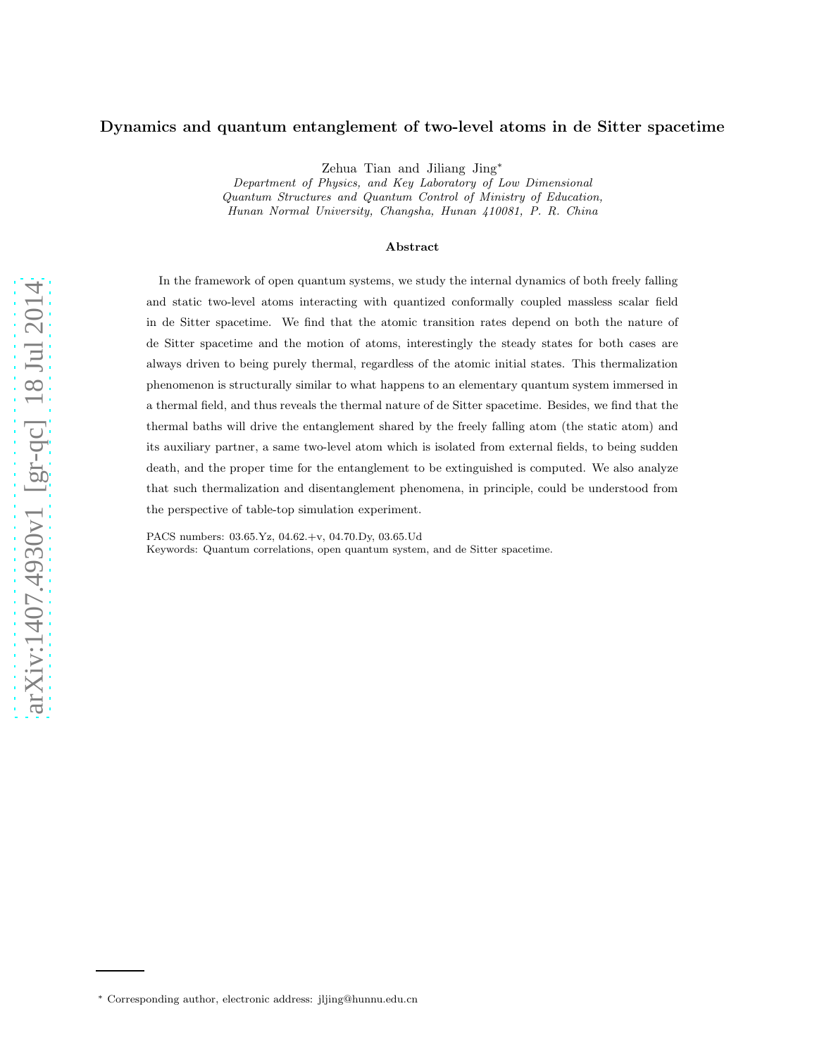# Dynamics and quantum entanglement of two-level atoms in de Sitter spacetime

Zehua Tian and Jiliang Jing*

*Department of Physics, and Key Laboratory of Low Dimensional Quantum Structures and Quantum Control of Ministry of Education, Hunan Normal University, Changsha, Hunan 410081, P. R. China*

## Abstract

In the framework of open quantum systems, we study the internal dynamics of both freely falling and static two-level atoms interacting with quantized conformally coupled massless scalar field in de Sitter spacetime. We find that the atomic transition rates depend on both the nature of de Sitter spacetime and the motion of atoms, interestingly the steady states for both cases are always driven to being purely thermal, regardless of the atomic initial states. This thermalization phenomenon is structurally similar to what happens to an elementary quantum system immersed in a thermal field, and thus reveals the thermal nature of de Sitter spacetime. Besides, we find that the thermal baths will drive the entanglement shared by the freely falling atom (the static atom) and its auxiliary partner, a same two-level atom which is isolated from external fields, to being sudden death, and the proper time for the entanglement to be extinguished is computed. We also analyze that such thermalization and disentanglement phenomena, in principle, could be understood from the perspective of table-top simulation experiment.

PACS numbers: 03.65.Yz, 04.62.+v, 04.70.Dy, 03.65.Ud

Keywords: Quantum correlations, open quantum system, and de Sitter spacetime.

---

* Corresponding author, electronic address: jljing@hunnu.edu.cn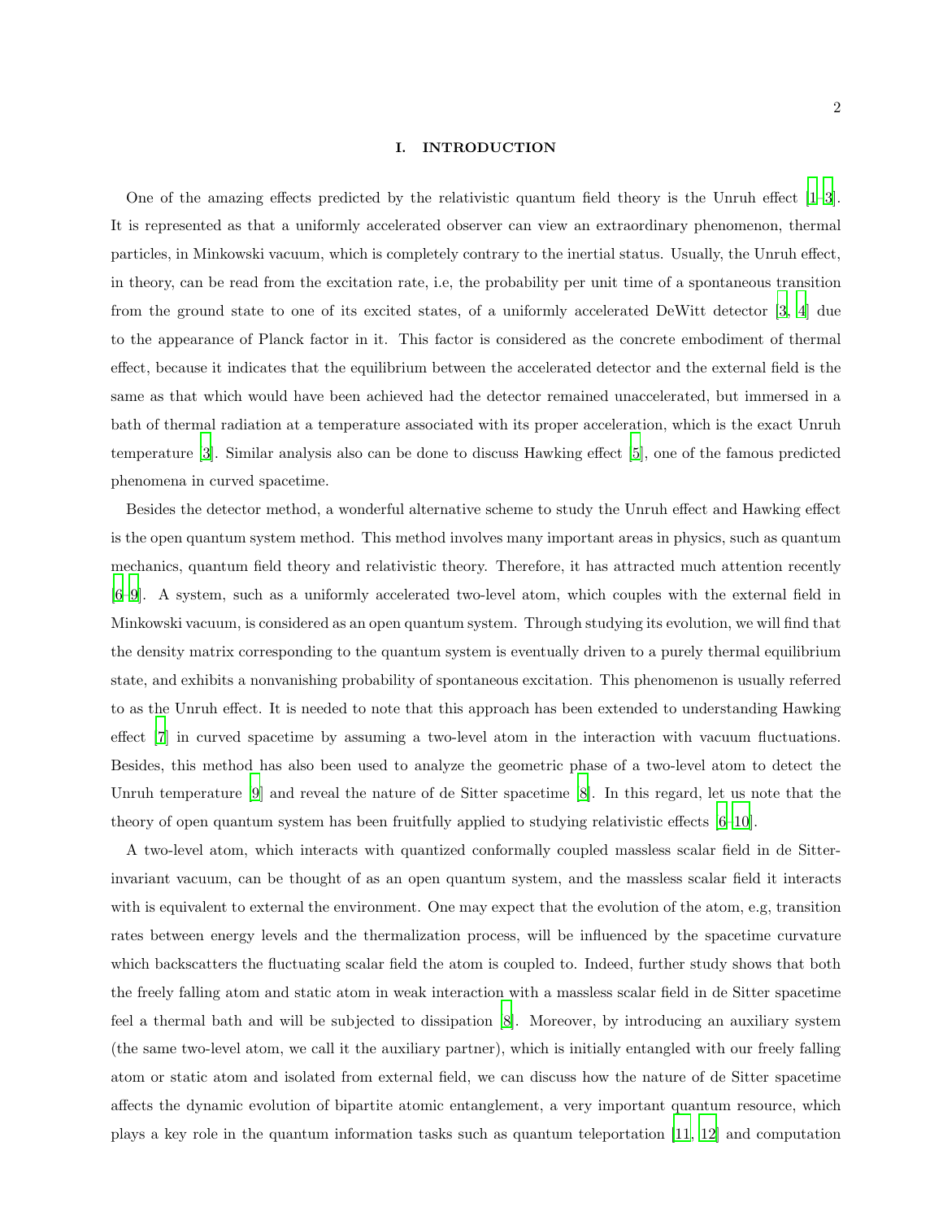## I. INTRODUCTION

One of the amazing effects predicted by the relativistic quantum field theory is the Unruh effect [1–3]. It is represented as that a uniformly accelerated observer can view an extraordinary phenomenon, thermal particles, in Minkowski vacuum, which is completely contrary to the inertial status. Usually, the Unruh effect, in theory, can be read from the excitation rate, i.e, the probability per unit time of a spontaneous transition from the ground state to one of its excited states, of a uniformly accelerated DeWitt detector [3, 4] due to the appearance of Planck factor in it. This factor is considered as the concrete embodiment of thermal effect, because it indicates that the equilibrium between the accelerated detector and the external field is the same as that which would have been achieved had the detector remained unaccelerated, but immersed in a bath of thermal radiation at a temperature associated with its proper acceleration, which is the exact Unruh temperature [3]. Similar analysis also can be done to discuss Hawking effect [5], one of the famous predicted phenomena in curved spacetime.

Besides the detector method, a wonderful alternative scheme to study the Unruh effect and Hawking effect is the open quantum system method. This method involves many important areas in physics, such as quantum mechanics, quantum field theory and relativistic theory. Therefore, it has attracted much attention recently [6–9]. A system, such as a uniformly accelerated two-level atom, which couples with the external field in Minkowski vacuum, is considered as an open quantum system. Through studying its evolution, we will find that the density matrix corresponding to the quantum system is eventually driven to a purely thermal equilibrium state, and exhibits a nonvanishing probability of spontaneous excitation. This phenomenon is usually referred to as the Unruh effect. It is needed to note that this approach has been extended to understanding Hawking effect [7] in curved spacetime by assuming a two-level atom in the interaction with vacuum fluctuations. Besides, this method has also been used to analyze the geometric phase of a two-level atom to detect the Unruh temperature [9] and reveal the nature of de Sitter spacetime [8]. In this regard, let us note that the theory of open quantum system has been fruitfully applied to studying relativistic effects [6–10].

A two-level atom, which interacts with quantized conformally coupled massless scalar field in de Sitter-invariant vacuum, can be thought of as an open quantum system, and the massless scalar field it interacts with is equivalent to external the environment. One may expect that the evolution of the atom, e.g, transition rates between energy levels and the thermalization process, will be influenced by the spacetime curvature which backscatters the fluctuating scalar field the atom is coupled to. Indeed, further study shows that both the freely falling atom and static atom in weak interaction with a massless scalar field in de Sitter spacetime feel a thermal bath and will be subjected to dissipation [8]. Moreover, by introducing an auxiliary system (the same two-level atom, we call it the auxiliary partner), which is initially entangled with our freely falling atom or static atom and isolated from external field, we can discuss how the nature of de Sitter spacetime affects the dynamic evolution of bipartite atomic entanglement, a very important quantum resource, which plays a key role in the quantum information tasks such as quantum teleportation [11, 12] and computation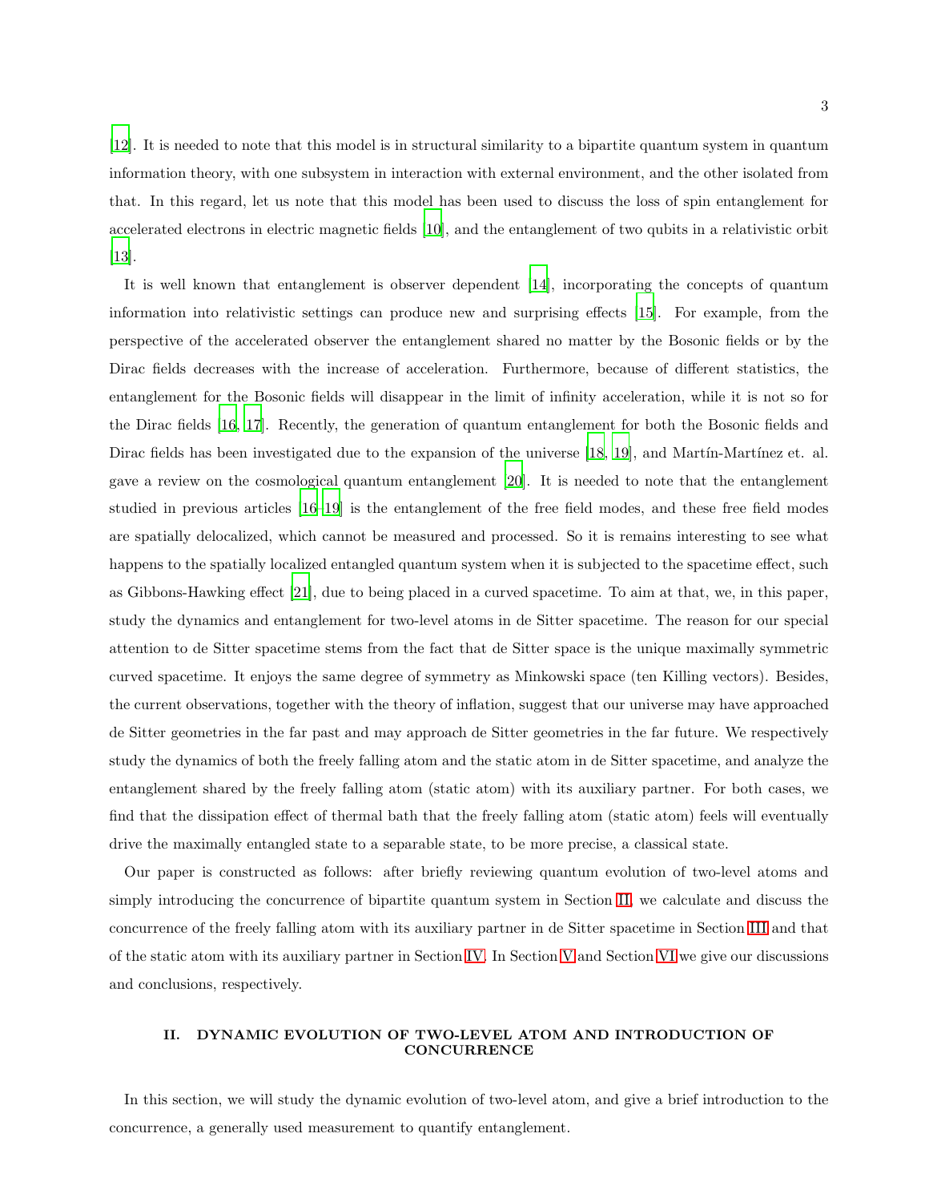[12]. It is needed to note that this model is in structural similarity to a bipartite quantum system in quantum information theory, with one subsystem in interaction with external environment, and the other isolated from that. In this regard, let us note that this model has been used to discuss the loss of spin entanglement for accelerated electrons in electric magnetic fields [10], and the entanglement of two qubits in a relativistic orbit [13].

It is well known that entanglement is observer dependent [14], incorporating the concepts of quantum information into relativistic settings can produce new and surprising effects [15]. For example, from the perspective of the accelerated observer the entanglement shared no matter by the Bosonic fields or by the Dirac fields decreases with the increase of acceleration. Furthermore, because of different statistics, the entanglement for the Bosonic fields will disappear in the limit of infinity acceleration, while it is not so for the Dirac fields [16, 17]. Recently, the generation of quantum entanglement for both the Bosonic fields and Dirac fields has been investigated due to the expansion of the universe [18, 19], and Martín-Martínez et. al. gave a review on the cosmological quantum entanglement [20]. It is needed to note that the entanglement studied in previous articles [16–19] is the entanglement of the free field modes, and these free field modes are spatially delocalized, which cannot be measured and processed. So it is remains interesting to see what happens to the spatially localized entangled quantum system when it is subjected to the spacetime effect, such as Gibbons-Hawking effect [21], due to being placed in a curved spacetime. To aim at that, we, in this paper, study the dynamics and entanglement for two-level atoms in de Sitter spacetime. The reason for our special attention to de Sitter spacetime stems from the fact that de Sitter space is the unique maximally symmetric curved spacetime. It enjoys the same degree of symmetry as Minkowski space (ten Killing vectors). Besides, the current observations, together with the theory of inflation, suggest that our universe may have approached de Sitter geometries in the far past and may approach de Sitter geometries in the far future. We respectively study the dynamics of both the freely falling atom and the static atom in de Sitter spacetime, and analyze the entanglement shared by the freely falling atom (static atom) with its auxiliary partner. For both cases, we find that the dissipation effect of thermal bath that the freely falling atom (static atom) feels will eventually drive the maximally entangled state to a separable state, to be more precise, a classical state.

Our paper is constructed as follows: after briefly reviewing quantum evolution of two-level atoms and simply introducing the concurrence of bipartite quantum system in Section II, we calculate and discuss the concurrence of the freely falling atom with its auxiliary partner in de Sitter spacetime in Section III and that of the static atom with its auxiliary partner in Section IV. In Section V and Section VI we give our discussions and conclusions, respectively.

## II. DYNAMIC EVOLUTION OF TWO-LEVEL ATOM AND INTRODUCTION OF CONCURRENCE

In this section, we will study the dynamic evolution of two-level atom, and give a brief introduction to the concurrence, a generally used measurement to quantify entanglement.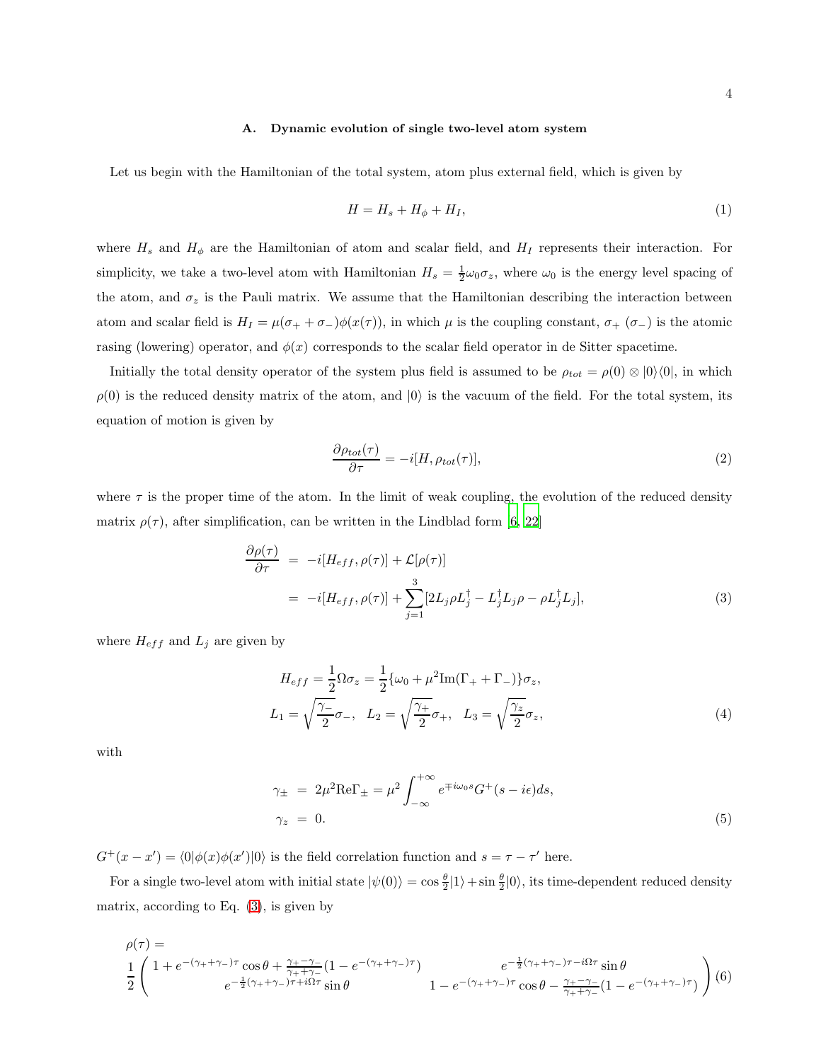### A. Dynamic evolution of single two-level atom system

Let us begin with the Hamiltonian of the total system, atom plus external field, which is given by

$$H = H_s + H_\phi + H_I, \tag{1}$$

where $H_s$ and $H_\phi$ are the Hamiltonian of atom and scalar field, and $H_I$ represents their interaction. For simplicity, we take a two-level atom with Hamiltonian $H_s = \frac{1}{2}\omega_0\sigma_z$, where $\omega_0$ is the energy level spacing of the atom, and $\sigma_z$ is the Pauli matrix. We assume that the Hamiltonian describing the interaction between atom and scalar field is $H_I = \mu(\sigma_+ + \sigma_-)\phi(x(\tau))$, in which $\mu$ is the coupling constant, $\sigma_+$ ($\sigma_-$) is the atomic rasing (lowering) operator, and $\phi(x)$ corresponds to the scalar field operator in de Sitter spacetime.

Initially the total density operator of the system plus field is assumed to be $\rho_{tot} = \rho(0) \otimes |0\rangle\langle 0|$, in which $\rho(0)$ is the reduced density matrix of the atom, and $|0\rangle$ is the vacuum of the field. For the total system, its equation of motion is given by

$$\frac{\partial \rho_{tot}(\tau)}{\partial \tau} = -i[H, \rho_{tot}(\tau)], \tag{2}$$

where $\tau$ is the proper time of the atom. In the limit of weak coupling, the evolution of the reduced density matrix $\rho(\tau)$, after simplification, can be written in the Lindblad form [6, 22]

$$\begin{aligned}
\frac{\partial \rho(\tau)}{\partial \tau} &= -i[H_{eff}, \rho(\tau)] + \mathcal{L}[\rho(\tau)] \\
&= -i[H_{eff}, \rho(\tau)] + \sum_{j=1}^{3}[2L_j\rho L_j^\dagger - L_j^\dagger L_j\rho - \rho L_j^\dagger L_j],
\end{aligned} \tag{3}$$

where $H_{eff}$ and $L_j$ are given by

$$\begin{aligned}
H_{eff} &= \frac{1}{2}\Omega\sigma_z = \frac{1}{2}\{\omega_0 + \mu^2\mathrm{Im}(\Gamma_+ + \Gamma_-)\}\sigma_z, \\
L_1 &= \sqrt{\frac{\gamma_-}{2}}\sigma_-, \quad L_2 = \sqrt{\frac{\gamma_+}{2}}\sigma_+, \quad L_3 = \sqrt{\frac{\gamma_z}{2}}\sigma_z,
\end{aligned} \tag{4}$$

with

$$\begin{aligned}
\gamma_\pm &= 2\mu^2\mathrm{Re}\Gamma_\pm = \mu^2\int_{-\infty}^{+\infty} e^{\mp i\omega_0 s}G^+(s - i\epsilon)ds, \\
\gamma_z &= 0.
\end{aligned} \tag{5}$$

$G^+(x - x') = \langle 0|\phi(x)\phi(x')|0\rangle$ is the field correlation function and $s = \tau - \tau'$ here.

For a single two-level atom with initial state $|\psi(0)\rangle = \cos\frac{\theta}{2}|1\rangle + \sin\frac{\theta}{2}|0\rangle$, its time-dependent reduced density matrix, according to Eq. (3), is given by

$$\rho(\tau) = \frac{1}{2}\begin{pmatrix} 1 + e^{-(\gamma_+ + \gamma_-)\tau}\cos\theta + \frac{\gamma_+ - \gamma_-}{\gamma_+ + \gamma_-}(1 - e^{-(\gamma_+ + \gamma_-)\tau}) & e^{-\frac{1}{2}(\gamma_+ + \gamma_-)\tau - i\Omega\tau}\sin\theta \\ e^{-\frac{1}{2}(\gamma_+ + \gamma_-)\tau + i\Omega\tau}\sin\theta & 1 - e^{-(\gamma_+ + \gamma_-)\tau}\cos\theta - \frac{\gamma_+ - \gamma_-}{\gamma_+ + \gamma_-}(1 - e^{-(\gamma_+ + \gamma_-)\tau}) \end{pmatrix} \tag{6}$$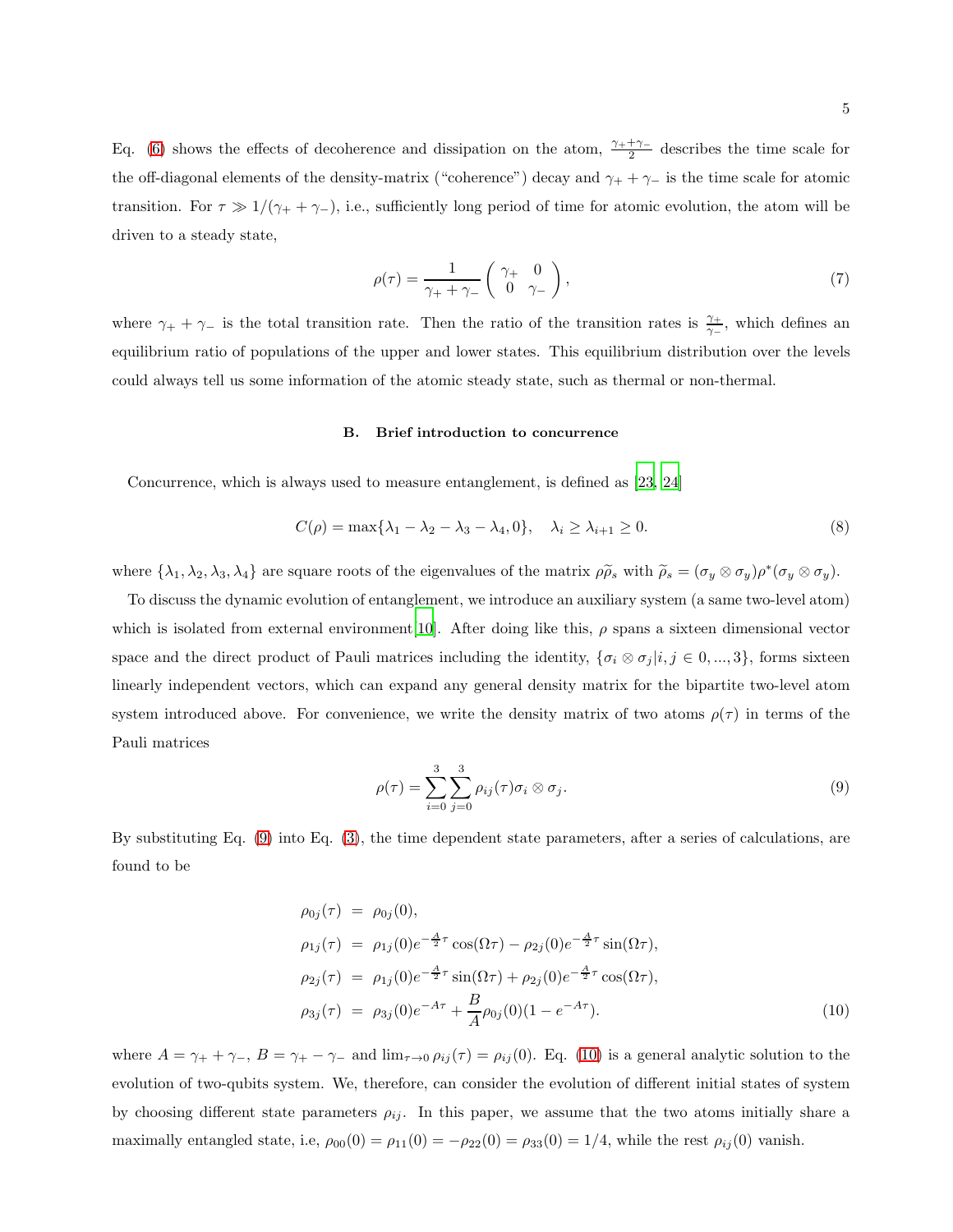Eq. (6) shows the effects of decoherence and dissipation on the atom, $\frac{\gamma_+ + \gamma_-}{2}$ describes the time scale for the off-diagonal elements of the density-matrix ("coherence") decay and $\gamma_+ + \gamma_-$ is the time scale for atomic transition. For $\tau \gg 1/(\gamma_+ + \gamma_-)$, i.e., sufficiently long period of time for atomic evolution, the atom will be driven to a steady state,

$$\rho(\tau) = \frac{1}{\gamma_+ + \gamma_-} \begin{pmatrix} \gamma_+ & 0 \\ 0 & \gamma_- \end{pmatrix}, \tag{7}$$

where $\gamma_+ + \gamma_-$ is the total transition rate. Then the ratio of the transition rates is $\frac{\gamma_+}{\gamma_-}$, which defines an equilibrium ratio of populations of the upper and lower states. This equilibrium distribution over the levels could always tell us some information of the atomic steady state, such as thermal or non-thermal.

### B. Brief introduction to concurrence

Concurrence, which is always used to measure entanglement, is defined as [23, 24]

$$C(\rho) = \max\{\lambda_1 - \lambda_2 - \lambda_3 - \lambda_4, 0\}, \quad \lambda_i \geq \lambda_{i+1} \geq 0. \tag{8}$$

where $\{\lambda_1, \lambda_2, \lambda_3, \lambda_4\}$ are square roots of the eigenvalues of the matrix $\rho\widetilde{\rho}_s$ with $\widetilde{\rho}_s = (\sigma_y \otimes \sigma_y)\rho^*(\sigma_y \otimes \sigma_y)$.

To discuss the dynamic evolution of entanglement, we introduce an auxiliary system (a same two-level atom) which is isolated from external environment[10]. After doing like this, $\rho$ spans a sixteen dimensional vector space and the direct product of Pauli matrices including the identity, $\{\sigma_i \otimes \sigma_j | i, j \in 0, ..., 3\}$, forms sixteen linearly independent vectors, which can expand any general density matrix for the bipartite two-level atom system introduced above. For convenience, we write the density matrix of two atoms $\rho(\tau)$ in terms of the Pauli matrices

$$\rho(\tau) = \sum_{i=0}^{3}\sum_{j=0}^{3} \rho_{ij}(\tau)\sigma_i \otimes \sigma_j. \tag{9}$$

By substituting Eq. (9) into Eq. (3), the time dependent state parameters, after a series of calculations, are found to be

$$\begin{aligned}
\rho_{0j}(\tau) &= \rho_{0j}(0), \\
\rho_{1j}(\tau) &= \rho_{1j}(0)e^{-\frac{A}{2}\tau}\cos(\Omega\tau) - \rho_{2j}(0)e^{-\frac{A}{2}\tau}\sin(\Omega\tau), \\
\rho_{2j}(\tau) &= \rho_{1j}(0)e^{-\frac{A}{2}\tau}\sin(\Omega\tau) + \rho_{2j}(0)e^{-\frac{A}{2}\tau}\cos(\Omega\tau), \\
\rho_{3j}(\tau) &= \rho_{3j}(0)e^{-A\tau} + \frac{B}{A}\rho_{0j}(0)(1 - e^{-A\tau}).
\end{aligned} \tag{10}$$

where $A = \gamma_+ + \gamma_-$, $B = \gamma_+ - \gamma_-$ and $\lim_{\tau\to 0}\rho_{ij}(\tau) = \rho_{ij}(0)$. Eq. (10) is a general analytic solution to the evolution of two-qubits system. We, therefore, can consider the evolution of different initial states of system by choosing different state parameters $\rho_{ij}$. In this paper, we assume that the two atoms initially share a maximally entangled state, i.e, $\rho_{00}(0) = \rho_{11}(0) = -\rho_{22}(0) = \rho_{33}(0) = 1/4$, while the rest $\rho_{ij}(0)$ vanish.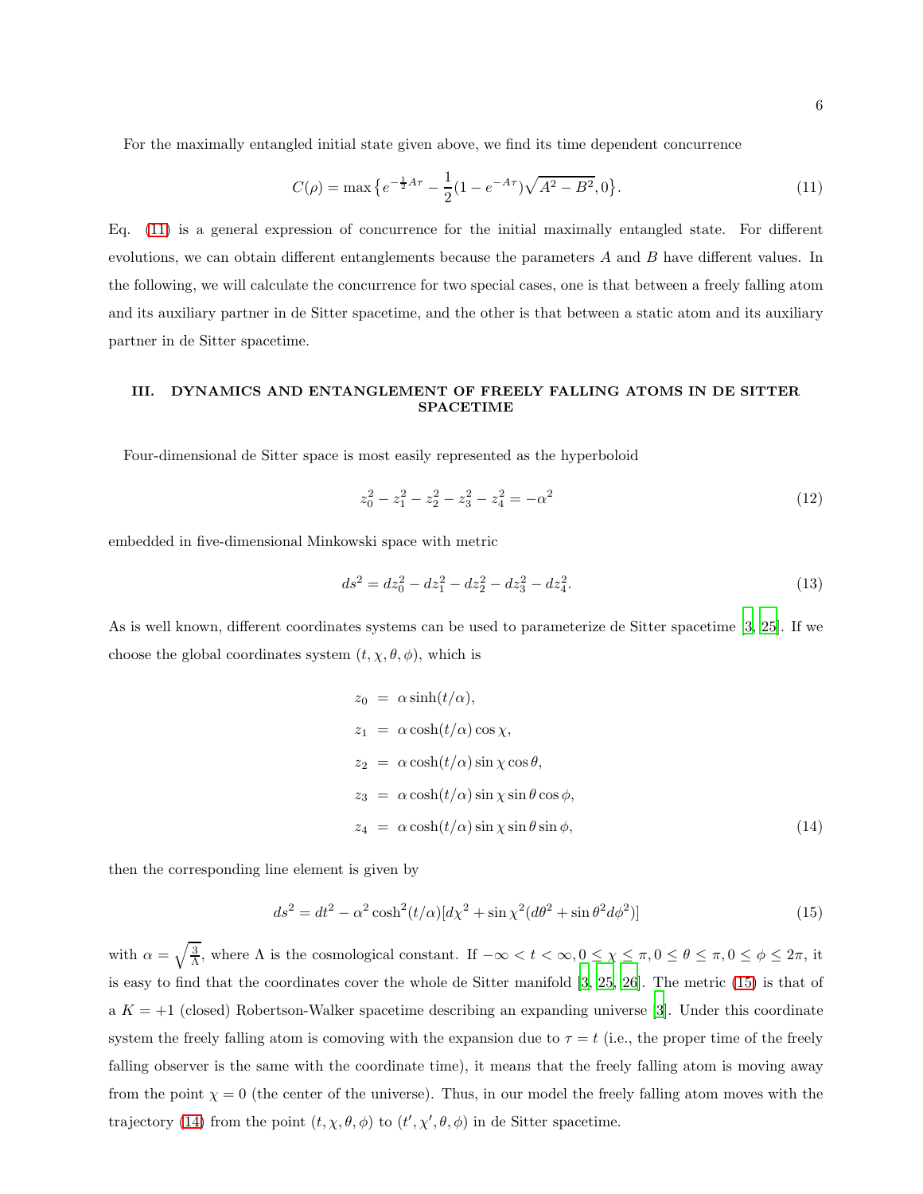For the maximally entangled initial state given above, we find its time dependent concurrence

$$C(\rho) = \max\{e^{-\frac{1}{2}A\tau} - \frac{1}{2}(1 - e^{-A\tau})\sqrt{A^2 - B^2}, 0\}. \tag{11}$$

Eq. (11) is a general expression of concurrence for the initial maximally entangled state. For different evolutions, we can obtain different entanglements because the parameters $A$ and $B$ have different values. In the following, we will calculate the concurrence for two special cases, one is that between a freely falling atom and its auxiliary partner in de Sitter spacetime, and the other is that between a static atom and its auxiliary partner in de Sitter spacetime.

## III. DYNAMICS AND ENTANGLEMENT OF FREELY FALLING ATOMS IN DE SITTER SPACETIME

Four-dimensional de Sitter space is most easily represented as the hyperboloid

$$z_0^2 - z_1^2 - z_2^2 - z_3^2 - z_4^2 = -\alpha^2 \tag{12}$$

embedded in five-dimensional Minkowski space with metric

$$ds^2 = dz_0^2 - dz_1^2 - dz_2^2 - dz_3^2 - dz_4^2. \tag{13}$$

As is well known, different coordinates systems can be used to parameterize de Sitter spacetime [3, 25]. If we choose the global coordinates system $(t, \chi, \theta, \phi)$, which is

$$\begin{aligned}
z_0 &= \alpha \sinh(t/\alpha), \\
z_1 &= \alpha \cosh(t/\alpha) \cos\chi, \\
z_2 &= \alpha \cosh(t/\alpha) \sin\chi \cos\theta, \\
z_3 &= \alpha \cosh(t/\alpha) \sin\chi \sin\theta \cos\phi, \\
z_4 &= \alpha \cosh(t/\alpha) \sin\chi \sin\theta \sin\phi,
\end{aligned} \tag{14}$$

then the corresponding line element is given by

$$ds^2 = dt^2 - \alpha^2 \cosh^2(t/\alpha)[d\chi^2 + \sin\chi^2(d\theta^2 + \sin\theta^2 d\phi^2)] \tag{15}$$

with $\alpha = \sqrt{\frac{3}{\Lambda}}$, where $\Lambda$ is the cosmological constant. If $-\infty < t < \infty, 0 \le \chi \le \pi, 0 \le \theta \le \pi, 0 \le \phi \le 2\pi$, it is easy to find that the coordinates cover the whole de Sitter manifold [3, 25, 26]. The metric (15) is that of a $K = +1$ (closed) Robertson-Walker spacetime describing an expanding universe [3]. Under this coordinate system the freely falling atom is comoving with the expansion due to $\tau = t$ (i.e., the proper time of the freely falling observer is the same with the coordinate time), it means that the freely falling atom is moving away from the point $\chi = 0$ (the center of the universe). Thus, in our model the freely falling atom moves with the trajectory (14) from the point $(t, \chi, \theta, \phi)$ to $(t', \chi', \theta, \phi)$ in de Sitter spacetime.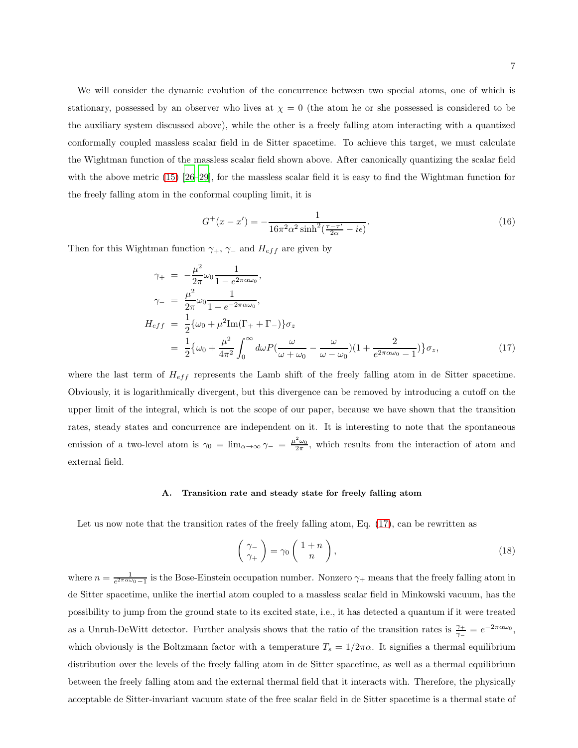We will consider the dynamic evolution of the concurrence between two special atoms, one of which is stationary, possessed by an observer who lives at $\chi = 0$ (the atom he or she possessed is considered to be the auxiliary system discussed above), while the other is a freely falling atom interacting with a quantized conformally coupled massless scalar field in de Sitter spacetime. To achieve this target, we must calculate the Wightman function of the massless scalar field shown above. After canonically quantizing the scalar field with the above metric (15) [26–29], for the massless scalar field it is easy to find the Wightman function for the freely falling atom in the conformal coupling limit, it is

$$G^+(x-x') = -\frac{1}{16\pi^2\alpha^2 \sinh^2(\frac{\tau-\tau'}{2\alpha} - i\epsilon)}. \tag{16}$$

Then for this Wightman function $\gamma_+$, $\gamma_-$ and $H_{eff}$ are given by

$$\begin{aligned}
\gamma_+ &= -\frac{\mu^2}{2\pi}\omega_0 \frac{1}{1-e^{2\pi\alpha\omega_0}}, \\
\gamma_- &= \frac{\mu^2}{2\pi}\omega_0 \frac{1}{1-e^{-2\pi\alpha\omega_0}}, \\
H_{eff} &= \frac{1}{2}\{\omega_0 + \mu^2 \mathrm{Im}(\Gamma_+ + \Gamma_-)\}\sigma_z \\
&= \frac{1}{2}\big\{\omega_0 + \frac{\mu^2}{4\pi^2}\int_0^\infty d\omega P(\frac{\omega}{\omega+\omega_0} - \frac{\omega}{\omega-\omega_0})(1 + \frac{2}{e^{2\pi\alpha\omega_0}-1})\big\}\sigma_z,
\end{aligned} \tag{17}$$

where the last term of $H_{eff}$ represents the Lamb shift of the freely falling atom in de Sitter spacetime. Obviously, it is logarithmically divergent, but this divergence can be removed by introducing a cutoff on the upper limit of the integral, which is not the scope of our paper, because we have shown that the transition rates, steady states and concurrence are independent on it. It is interesting to note that the spontaneous emission of a two-level atom is $\gamma_0 = \lim_{\alpha\to\infty}\gamma_- = \frac{\mu^2\omega_0}{2\pi}$, which results from the interaction of atom and external field.

### A. Transition rate and steady state for freely falling atom

Let us now note that the transition rates of the freely falling atom, Eq. (17), can be rewritten as

$$\begin{pmatrix} \gamma_- \\ \gamma_+ \end{pmatrix} = \gamma_0 \begin{pmatrix} 1+n \\ n \end{pmatrix}, \tag{18}$$

where $n = \frac{1}{e^{2\pi\alpha\omega_0}-1}$ is the Bose-Einstein occupation number. Nonzero $\gamma_+$ means that the freely falling atom in de Sitter spacetime, unlike the inertial atom coupled to a massless scalar field in Minkowski vacuum, has the possibility to jump from the ground state to its excited state, i.e., it has detected a quantum if it were treated as a Unruh-DeWitt detector. Further analysis shows that the ratio of the transition rates is $\frac{\gamma_+}{\gamma_-} = e^{-2\pi\alpha\omega_0}$, which obviously is the Boltzmann factor with a temperature $T_s = 1/2\pi\alpha$. It signifies a thermal equilibrium distribution over the levels of the freely falling atom in de Sitter spacetime, as well as a thermal equilibrium between the freely falling atom and the external thermal field that it interacts with. Therefore, the physically acceptable de Sitter-invariant vacuum state of the free scalar field in de Sitter spacetime is a thermal state of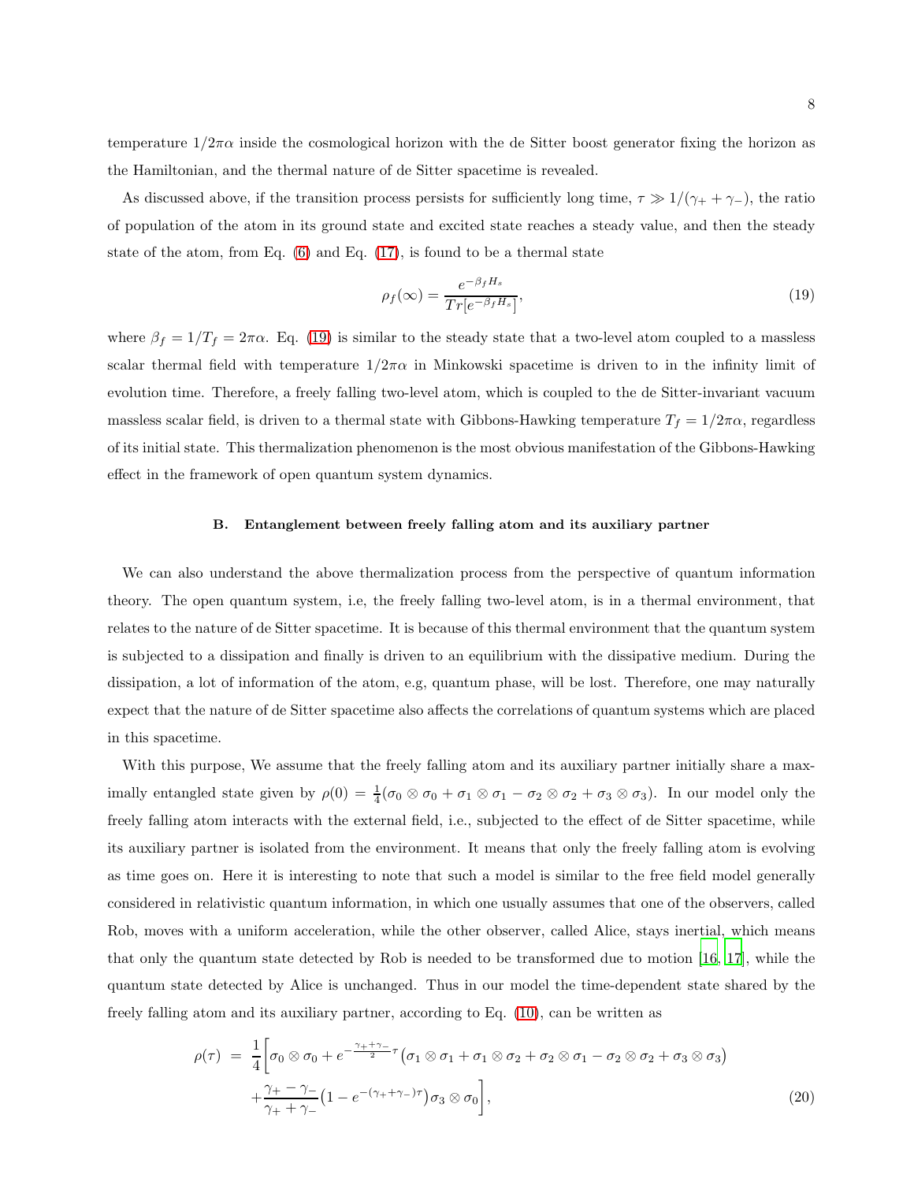temperature $1/2\pi\alpha$ inside the cosmological horizon with the de Sitter boost generator fixing the horizon as the Hamiltonian, and the thermal nature of de Sitter spacetime is revealed.

As discussed above, if the transition process persists for sufficiently long time, $\tau \gg 1/(\gamma_+ + \gamma_-)$, the ratio of population of the atom in its ground state and excited state reaches a steady value, and then the steady state of the atom, from Eq. (6) and Eq. (17), is found to be a thermal state

$$\rho_f(\infty) = \frac{e^{-\beta_f H_s}}{Tr[e^{-\beta_f H_s}]}, \tag{19}$$

where $\beta_f = 1/T_f = 2\pi\alpha$. Eq. (19) is similar to the steady state that a two-level atom coupled to a massless scalar thermal field with temperature $1/2\pi\alpha$ in Minkowski spacetime is driven to in the infinity limit of evolution time. Therefore, a freely falling two-level atom, which is coupled to the de Sitter-invariant vacuum massless scalar field, is driven to a thermal state with Gibbons-Hawking temperature $T_f = 1/2\pi\alpha$, regardless of its initial state. This thermalization phenomenon is the most obvious manifestation of the Gibbons-Hawking effect in the framework of open quantum system dynamics.

### B. Entanglement between freely falling atom and its auxiliary partner

We can also understand the above thermalization process from the perspective of quantum information theory. The open quantum system, i.e, the freely falling two-level atom, is in a thermal environment, that relates to the nature of de Sitter spacetime. It is because of this thermal environment that the quantum system is subjected to a dissipation and finally is driven to an equilibrium with the dissipative medium. During the dissipation, a lot of information of the atom, e.g, quantum phase, will be lost. Therefore, one may naturally expect that the nature of de Sitter spacetime also affects the correlations of quantum systems which are placed in this spacetime.

With this purpose, We assume that the freely falling atom and its auxiliary partner initially share a maximally entangled state given by $\rho(0) = \frac{1}{4}(\sigma_0 \otimes \sigma_0 + \sigma_1 \otimes \sigma_1 - \sigma_2 \otimes \sigma_2 + \sigma_3 \otimes \sigma_3)$. In our model only the freely falling atom interacts with the external field, i.e., subjected to the effect of de Sitter spacetime, while its auxiliary partner is isolated from the environment. It means that only the freely falling atom is evolving as time goes on. Here it is interesting to note that such a model is similar to the free field model generally considered in relativistic quantum information, in which one usually assumes that one of the observers, called Rob, moves with a uniform acceleration, while the other observer, called Alice, stays inertial, which means that only the quantum state detected by Rob is needed to be transformed due to motion [16, 17], while the quantum state detected by Alice is unchanged. Thus in our model the time-dependent state shared by the freely falling atom and its auxiliary partner, according to Eq. (10), can be written as

$$\begin{aligned}
\rho(\tau) \;=\; & \frac{1}{4}\Big[\sigma_0 \otimes \sigma_0 + e^{-\frac{\gamma_+ + \gamma_-}{2}\tau}\big(\sigma_1 \otimes \sigma_1 + \sigma_1 \otimes \sigma_2 + \sigma_2 \otimes \sigma_1 - \sigma_2 \otimes \sigma_2 + \sigma_3 \otimes \sigma_3\big) \\
& + \frac{\gamma_+ - \gamma_-}{\gamma_+ + \gamma_-}\big(1 - e^{-(\gamma_+ + \gamma_-)\tau}\big)\sigma_3 \otimes \sigma_0\Big],
\end{aligned} \tag{20}$$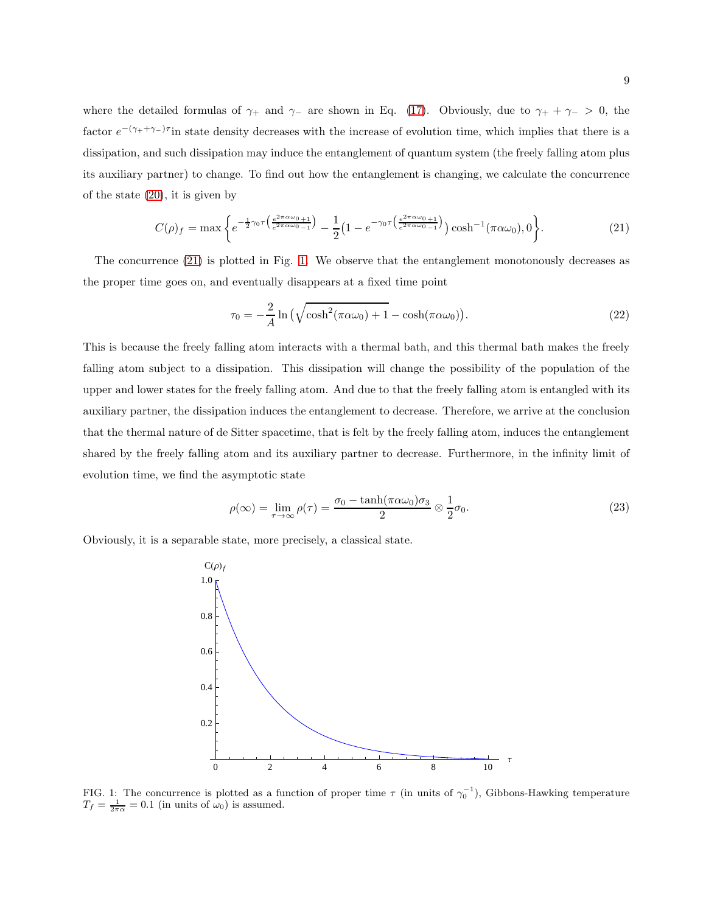where the detailed formulas of $\gamma_+$ and $\gamma_-$ are shown in Eq. (17). Obviously, due to $\gamma_+ + \gamma_- > 0$, the factor $e^{-(\gamma_+ + \gamma_-)\tau}$in state density decreases with the increase of evolution time, which implies that there is a dissipation, and such dissipation may induce the entanglement of quantum system (the freely falling atom plus its auxiliary partner) to change. To find out how the entanglement is changing, we calculate the concurrence of the state (20), it is given by

$$C(\rho)_f = \max\left\{ e^{-\frac{1}{2}\gamma_0 \tau\left(\frac{e^{2\pi\alpha\omega_0}+1}{e^{2\pi\alpha\omega_0}-1}\right)} - \frac{1}{2}\left(1 - e^{-\gamma_0 \tau\left(\frac{e^{2\pi\alpha\omega_0}+1}{e^{2\pi\alpha\omega_0}-1}\right)}\right)\cosh^{-1}(\pi\alpha\omega_0), 0\right\}. \tag{21}$$

The concurrence (21) is plotted in Fig. 1. We observe that the entanglement monotonously decreases as the proper time goes on, and eventually disappears at a fixed time point

$$\tau_0 = -\frac{2}{A}\ln\left(\sqrt{\cosh^2(\pi\alpha\omega_0)+1} - \cosh(\pi\alpha\omega_0)\right). \tag{22}$$

This is because the freely falling atom interacts with a thermal bath, and this thermal bath makes the freely falling atom subject to a dissipation. This dissipation will change the possibility of the population of the upper and lower states for the freely falling atom. And due to that the freely falling atom is entangled with its auxiliary partner, the dissipation induces the entanglement to decrease. Therefore, we arrive at the conclusion that the thermal nature of de Sitter spacetime, that is felt by the freely falling atom, induces the entanglement shared by the freely falling atom and its auxiliary partner to decrease. Furthermore, in the infinity limit of evolution time, we find the asymptotic state

$$\rho(\infty) = \lim_{\tau\to\infty}\rho(\tau) = \frac{\sigma_0 - \tanh(\pi\alpha\omega_0)\sigma_3}{2} \otimes \frac{1}{2}\sigma_0. \tag{23}$$

Obviously, it is a separable state, more precisely, a classical state.

FIG. 1: The concurrence is plotted as a function of proper time $\tau$ (in units of $\gamma_0^{-1}$), Gibbons-Hawking temperature $T_f = \frac{1}{2\pi\alpha} = 0.1$ (in units of $\omega_0$) is assumed.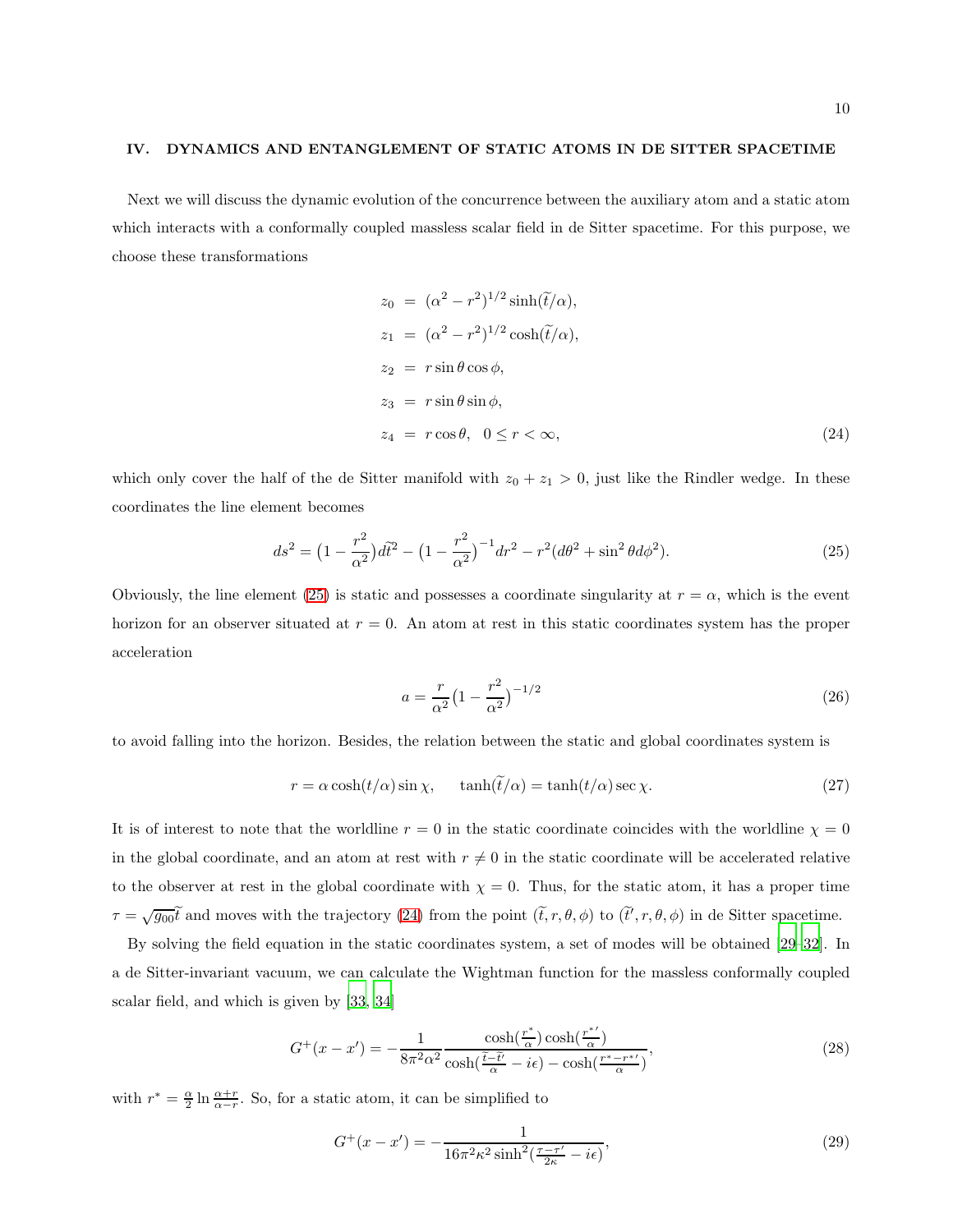## IV. DYNAMICS AND ENTANGLEMENT OF STATIC ATOMS IN DE SITTER SPACETIME

Next we will discuss the dynamic evolution of the concurrence between the auxiliary atom and a static atom which interacts with a conformally coupled massless scalar field in de Sitter spacetime. For this purpose, we choose these transformations

$$
\begin{aligned}
z_0 &= (\alpha^2 - r^2)^{1/2} \sinh(\widetilde{t}/\alpha), \\
z_1 &= (\alpha^2 - r^2)^{1/2} \cosh(\widetilde{t}/\alpha), \\
z_2 &= r \sin\theta \cos\phi, \\
z_3 &= r \sin\theta \sin\phi, \\
z_4 &= r \cos\theta, \quad 0 \le r < \infty,
\end{aligned}
\tag{24}
$$

which only cover the half of the de Sitter manifold with $z_0 + z_1 > 0$, just like the Rindler wedge. In these coordinates the line element becomes

$$
ds^2 = \big(1 - \frac{r^2}{\alpha^2}\big) d\widetilde{t}^2 - \big(1 - \frac{r^2}{\alpha^2}\big)^{-1} dr^2 - r^2(d\theta^2 + \sin^2\theta d\phi^2). \tag{25}
$$

Obviously, the line element (25) is static and possesses a coordinate singularity at $r = \alpha$, which is the event horizon for an observer situated at $r = 0$. An atom at rest in this static coordinates system has the proper acceleration

$$
a = \frac{r}{\alpha^2}\big(1 - \frac{r^2}{\alpha^2}\big)^{-1/2} \tag{26}
$$

to avoid falling into the horizon. Besides, the relation between the static and global coordinates system is

$$
r = \alpha \cosh(t/\alpha) \sin\chi, \qquad \tanh(\widetilde{t}/\alpha) = \tanh(t/\alpha) \sec\chi. \tag{27}
$$

It is of interest to note that the worldline $r = 0$ in the static coordinate coincides with the worldline $\chi = 0$ in the global coordinate, and an atom at rest with $r \neq 0$ in the static coordinate will be accelerated relative to the observer at rest in the global coordinate with $\chi = 0$. Thus, for the static atom, it has a proper time $\tau = \sqrt{g_{00}}\widetilde{t}$ and moves with the trajectory (24) from the point $(\widetilde{t}, r, \theta, \phi)$ to $(\widetilde{t}', r, \theta, \phi)$ in de Sitter spacetime.

By solving the field equation in the static coordinates system, a set of modes will be obtained [29–32]. In a de Sitter-invariant vacuum, we can calculate the Wightman function for the massless conformally coupled scalar field, and which is given by [33, 34]

$$
G^+(x - x') = -\frac{1}{8\pi^2\alpha^2} \frac{\cosh(\frac{r^*}{\alpha})\cosh(\frac{r^{*\prime}}{\alpha})}{\cosh(\frac{\widetilde{t} - \widetilde{t}'}{\alpha} - i\epsilon) - \cosh(\frac{r^* - r^{*\prime}}{\alpha})}, \tag{28}
$$

with $r^* = \frac{\alpha}{2}\ln\frac{\alpha + r}{\alpha - r}$. So, for a static atom, it can be simplified to

$$
G^+(x - x') = -\frac{1}{16\pi^2\kappa^2 \sinh^2(\frac{\tau - \tau'}{2\kappa} - i\epsilon)}, \tag{29}
$$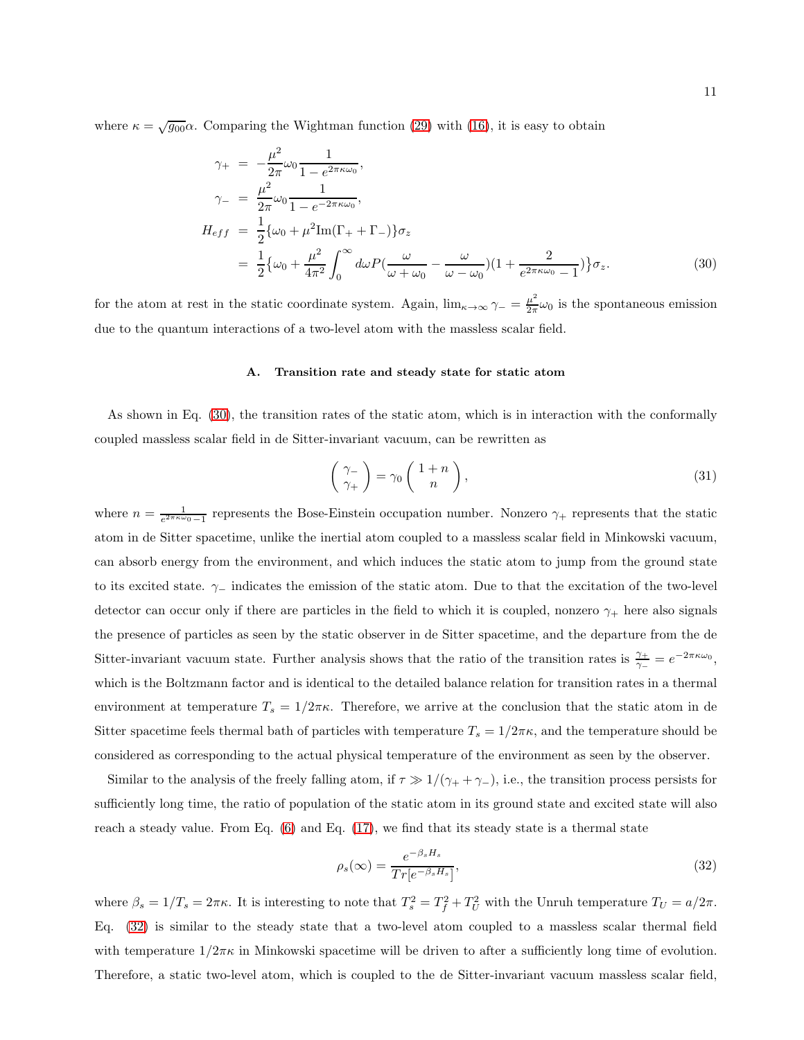where $\kappa = \sqrt{g_{00}}\alpha$. Comparing the Wightman function (29) with (16), it is easy to obtain

$$
\begin{aligned}
\gamma_+ &= -\frac{\mu^2}{2\pi}\omega_0 \frac{1}{1-e^{2\pi\kappa\omega_0}}, \\
\gamma_- &= \frac{\mu^2}{2\pi}\omega_0 \frac{1}{1-e^{-2\pi\kappa\omega_0}}, \\
H_{eff} &= \frac{1}{2}\{\omega_0 + \mu^2 \mathrm{Im}(\Gamma_+ + \Gamma_-)\}\sigma_z \\
&= \frac{1}{2}\{\omega_0 + \frac{\mu^2}{4\pi^2}\int_0^\infty d\omega P(\frac{\omega}{\omega+\omega_0} - \frac{\omega}{\omega-\omega_0})(1+\frac{2}{e^{2\pi\kappa\omega_0}-1})\}\sigma_z.
\end{aligned} \tag{30}
$$

for the atom at rest in the static coordinate system. Again, $\lim_{\kappa\to\infty}\gamma_- = \frac{\mu^2}{2\pi}\omega_0$ is the spontaneous emission due to the quantum interactions of a two-level atom with the massless scalar field.

### A. Transition rate and steady state for static atom

As shown in Eq. (30), the transition rates of the static atom, which is in interaction with the conformally coupled massless scalar field in de Sitter-invariant vacuum, can be rewritten as

$$
\begin{pmatrix} \gamma_- \\ \gamma_+ \end{pmatrix} = \gamma_0 \begin{pmatrix} 1+n \\ n \end{pmatrix}, \tag{31}
$$

where $n = \frac{1}{e^{2\pi\kappa\omega_0}-1}$ represents the Bose-Einstein occupation number. Nonzero $\gamma_+$ represents that the static atom in de Sitter spacetime, unlike the inertial atom coupled to a massless scalar field in Minkowski vacuum, can absorb energy from the environment, and which induces the static atom to jump from the ground state to its excited state. $\gamma_-$ indicates the emission of the static atom. Due to that the excitation of the two-level detector can occur only if there are particles in the field to which it is coupled, nonzero $\gamma_+$ here also signals the presence of particles as seen by the static observer in de Sitter spacetime, and the departure from the de Sitter-invariant vacuum state. Further analysis shows that the ratio of the transition rates is $\frac{\gamma_+}{\gamma_-} = e^{-2\pi\kappa\omega_0}$, which is the Boltzmann factor and is identical to the detailed balance relation for transition rates in a thermal environment at temperature $T_s = 1/2\pi\kappa$. Therefore, we arrive at the conclusion that the static atom in de Sitter spacetime feels thermal bath of particles with temperature $T_s = 1/2\pi\kappa$, and the temperature should be considered as corresponding to the actual physical temperature of the environment as seen by the observer.

Similar to the analysis of the freely falling atom, if $\tau \gg 1/(\gamma_+ + \gamma_-)$, i.e., the transition process persists for sufficiently long time, the ratio of population of the static atom in its ground state and excited state will also reach a steady value. From Eq. (6) and Eq. (17), we find that its steady state is a thermal state

$$
\rho_s(\infty) = \frac{e^{-\beta_s H_s}}{Tr[e^{-\beta_s H_s}]}, \tag{32}
$$

where $\beta_s = 1/T_s = 2\pi\kappa$. It is interesting to note that $T_s^2 = T_f^2 + T_U^2$ with the Unruh temperature $T_U = a/2\pi$. Eq. (32) is similar to the steady state that a two-level atom coupled to a massless scalar thermal field with temperature $1/2\pi\kappa$ in Minkowski spacetime will be driven to after a sufficiently long time of evolution. Therefore, a static two-level atom, which is coupled to the de Sitter-invariant vacuum massless scalar field,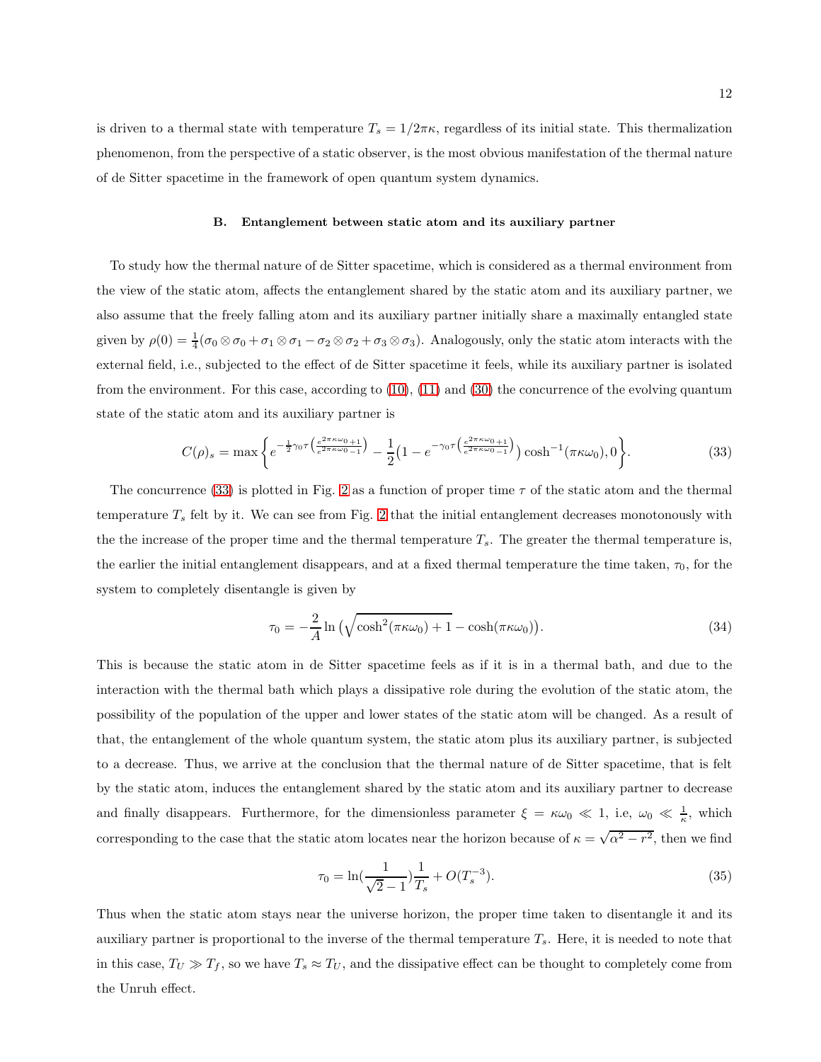is driven to a thermal state with temperature $T_s = 1/2\pi\kappa$, regardless of its initial state. This thermalization phenomenon, from the perspective of a static observer, is the most obvious manifestation of the thermal nature of de Sitter spacetime in the framework of open quantum system dynamics.

### B. Entanglement between static atom and its auxiliary partner

To study how the thermal nature of de Sitter spacetime, which is considered as a thermal environment from the view of the static atom, affects the entanglement shared by the static atom and its auxiliary partner, we also assume that the freely falling atom and its auxiliary partner initially share a maximally entangled state given by $\rho(0) = \frac{1}{4}(\sigma_0 \otimes \sigma_0 + \sigma_1 \otimes \sigma_1 - \sigma_2 \otimes \sigma_2 + \sigma_3 \otimes \sigma_3)$. Analogously, only the static atom interacts with the external field, i.e., subjected to the effect of de Sitter spacetime it feels, while its auxiliary partner is isolated from the environment. For this case, according to (10), (11) and (30) the concurrence of the evolving quantum state of the static atom and its auxiliary partner is

$$C(\rho)_s = \max\left\{ e^{-\frac{1}{2}\gamma_0\tau\left(\frac{e^{2\pi\kappa\omega_0}+1}{e^{2\pi\kappa\omega_0}-1}\right)} - \frac{1}{2}\big(1 - e^{-\gamma_0\tau\left(\frac{e^{2\pi\kappa\omega_0}+1}{e^{2\pi\kappa\omega_0}-1}\right)}\big)\cosh^{-1}(\pi\kappa\omega_0), 0\right\}. \tag{33}$$

The concurrence (33) is plotted in Fig. 2 as a function of proper time $\tau$ of the static atom and the thermal temperature $T_s$ felt by it. We can see from Fig. 2 that the initial entanglement decreases monotonously with the the increase of the proper time and the thermal temperature $T_s$. The greater the thermal temperature is, the earlier the initial entanglement disappears, and at a fixed thermal temperature the time taken, $\tau_0$, for the system to completely disentangle is given by

$$\tau_0 = -\frac{2}{A}\ln\big(\sqrt{\cosh^2(\pi\kappa\omega_0) + 1} - \cosh(\pi\kappa\omega_0)\big). \tag{34}$$

This is because the static atom in de Sitter spacetime feels as if it is in a thermal bath, and due to the interaction with the thermal bath which plays a dissipative role during the evolution of the static atom, the possibility of the population of the upper and lower states of the static atom will be changed. As a result of that, the entanglement of the whole quantum system, the static atom plus its auxiliary partner, is subjected to a decrease. Thus, we arrive at the conclusion that the thermal nature of de Sitter spacetime, that is felt by the static atom, induces the entanglement shared by the static atom and its auxiliary partner to decrease and finally disappears. Furthermore, for the dimensionless parameter $\xi = \kappa\omega_0 \ll 1$, i.e, $\omega_0 \ll \frac{1}{\kappa}$, which corresponding to the case that the static atom locates near the horizon because of $\kappa = \sqrt{\alpha^2 - r^2}$, then we find

$$\tau_0 = \ln\left(\frac{1}{\sqrt{2}-1}\right)\frac{1}{T_s} + O(T_s^{-3}). \tag{35}$$

Thus when the static atom stays near the universe horizon, the proper time taken to disentangle it and its auxiliary partner is proportional to the inverse of the thermal temperature $T_s$. Here, it is needed to note that in this case, $T_U \gg T_f$, so we have $T_s \approx T_U$, and the dissipative effect can be thought to completely come from the Unruh effect.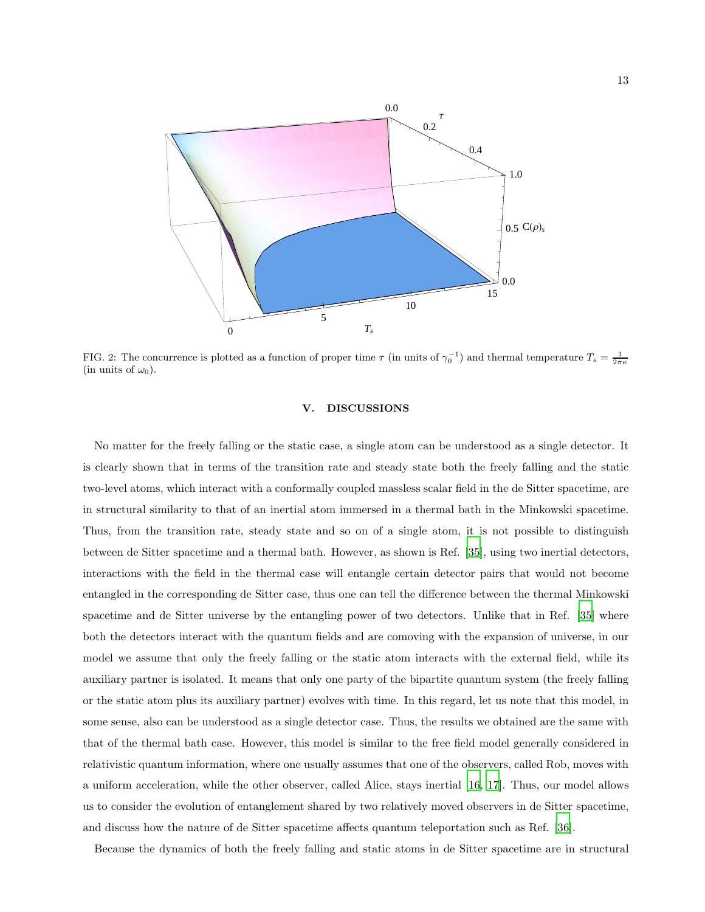0.0

$\tau$

0.2

0.4

1.0

0.5 $C(\rho)_s$

0.0

15

10

5

0

$T_s$

FIG. 2: The concurrence is plotted as a function of proper time $\tau$ (in units of $\gamma_0^{-1}$) and thermal temperature $T_s = \frac{1}{2\pi\kappa}$ (in units of $\omega_0$).

## V. DISCUSSIONS

No matter for the freely falling or the static case, a single atom can be understood as a single detector. It is clearly shown that in terms of the transition rate and steady state both the freely falling and the static two-level atoms, which interact with a conformally coupled massless scalar field in the de Sitter spacetime, are in structural similarity to that of an inertial atom immersed in a thermal bath in the Minkowski spacetime. Thus, from the transition rate, steady state and so on of a single atom, it is not possible to distinguish between de Sitter spacetime and a thermal bath. However, as shown is Ref. [35], using two inertial detectors, interactions with the field in the thermal case will entangle certain detector pairs that would not become entangled in the corresponding de Sitter case, thus one can tell the difference between the thermal Minkowski spacetime and de Sitter universe by the entangling power of two detectors. Unlike that in Ref. [35] where both the detectors interact with the quantum fields and are comoving with the expansion of universe, in our model we assume that only the freely falling or the static atom interacts with the external field, while its auxiliary partner is isolated. It means that only one party of the bipartite quantum system (the freely falling or the static atom plus its auxiliary partner) evolves with time. In this regard, let us note that this model, in some sense, also can be understood as a single detector case. Thus, the results we obtained are the same with that of the thermal bath case. However, this model is similar to the free field model generally considered in relativistic quantum information, where one usually assumes that one of the observers, called Rob, moves with a uniform acceleration, while the other observer, called Alice, stays inertial [16, 17]. Thus, our model allows us to consider the evolution of entanglement shared by two relatively moved observers in de Sitter spacetime, and discuss how the nature of de Sitter spacetime affects quantum teleportation such as Ref. [36].

Because the dynamics of both the freely falling and static atoms in de Sitter spacetime are in structural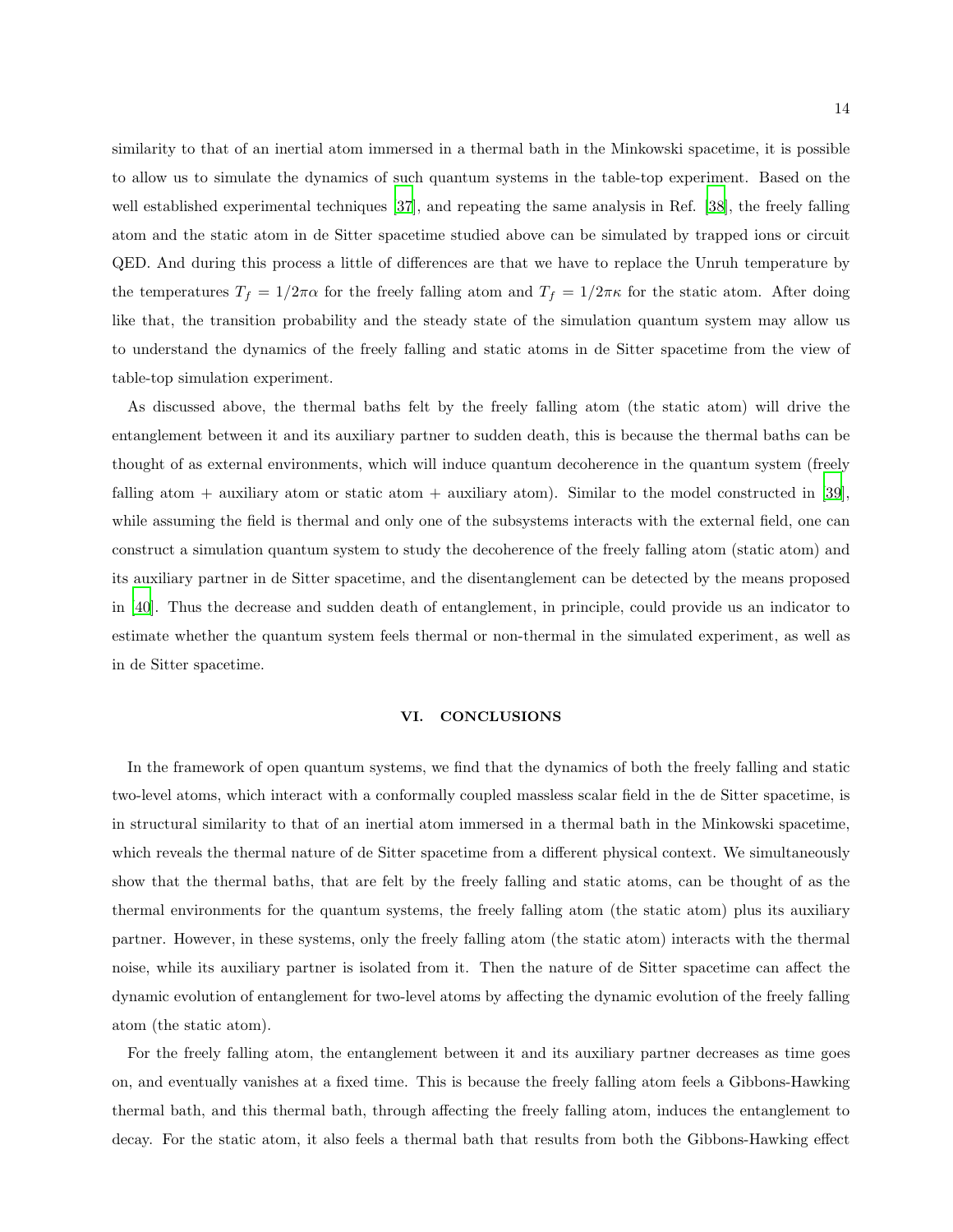similarity to that of an inertial atom immersed in a thermal bath in the Minkowski spacetime, it is possible to allow us to simulate the dynamics of such quantum systems in the table-top experiment. Based on the well established experimental techniques [37], and repeating the same analysis in Ref. [38], the freely falling atom and the static atom in de Sitter spacetime studied above can be simulated by trapped ions or circuit QED. And during this process a little of differences are that we have to replace the Unruh temperature by the temperatures $T_f = 1/2\pi\alpha$ for the freely falling atom and $T_f = 1/2\pi\kappa$ for the static atom. After doing like that, the transition probability and the steady state of the simulation quantum system may allow us to understand the dynamics of the freely falling and static atoms in de Sitter spacetime from the view of table-top simulation experiment.

As discussed above, the thermal baths felt by the freely falling atom (the static atom) will drive the entanglement between it and its auxiliary partner to sudden death, this is because the thermal baths can be thought of as external environments, which will induce quantum decoherence in the quantum system (freely falling atom + auxiliary atom or static atom + auxiliary atom). Similar to the model constructed in [39], while assuming the field is thermal and only one of the subsystems interacts with the external field, one can construct a simulation quantum system to study the decoherence of the freely falling atom (static atom) and its auxiliary partner in de Sitter spacetime, and the disentanglement can be detected by the means proposed in [40]. Thus the decrease and sudden death of entanglement, in principle, could provide us an indicator to estimate whether the quantum system feels thermal or non-thermal in the simulated experiment, as well as in de Sitter spacetime.

## VI. CONCLUSIONS

In the framework of open quantum systems, we find that the dynamics of both the freely falling and static two-level atoms, which interact with a conformally coupled massless scalar field in the de Sitter spacetime, is in structural similarity to that of an inertial atom immersed in a thermal bath in the Minkowski spacetime, which reveals the thermal nature of de Sitter spacetime from a different physical context. We simultaneously show that the thermal baths, that are felt by the freely falling and static atoms, can be thought of as the thermal environments for the quantum systems, the freely falling atom (the static atom) plus its auxiliary partner. However, in these systems, only the freely falling atom (the static atom) interacts with the thermal noise, while its auxiliary partner is isolated from it. Then the nature of de Sitter spacetime can affect the dynamic evolution of entanglement for two-level atoms by affecting the dynamic evolution of the freely falling atom (the static atom).

For the freely falling atom, the entanglement between it and its auxiliary partner decreases as time goes on, and eventually vanishes at a fixed time. This is because the freely falling atom feels a Gibbons-Hawking thermal bath, and this thermal bath, through affecting the freely falling atom, induces the entanglement to decay. For the static atom, it also feels a thermal bath that results from both the Gibbons-Hawking effect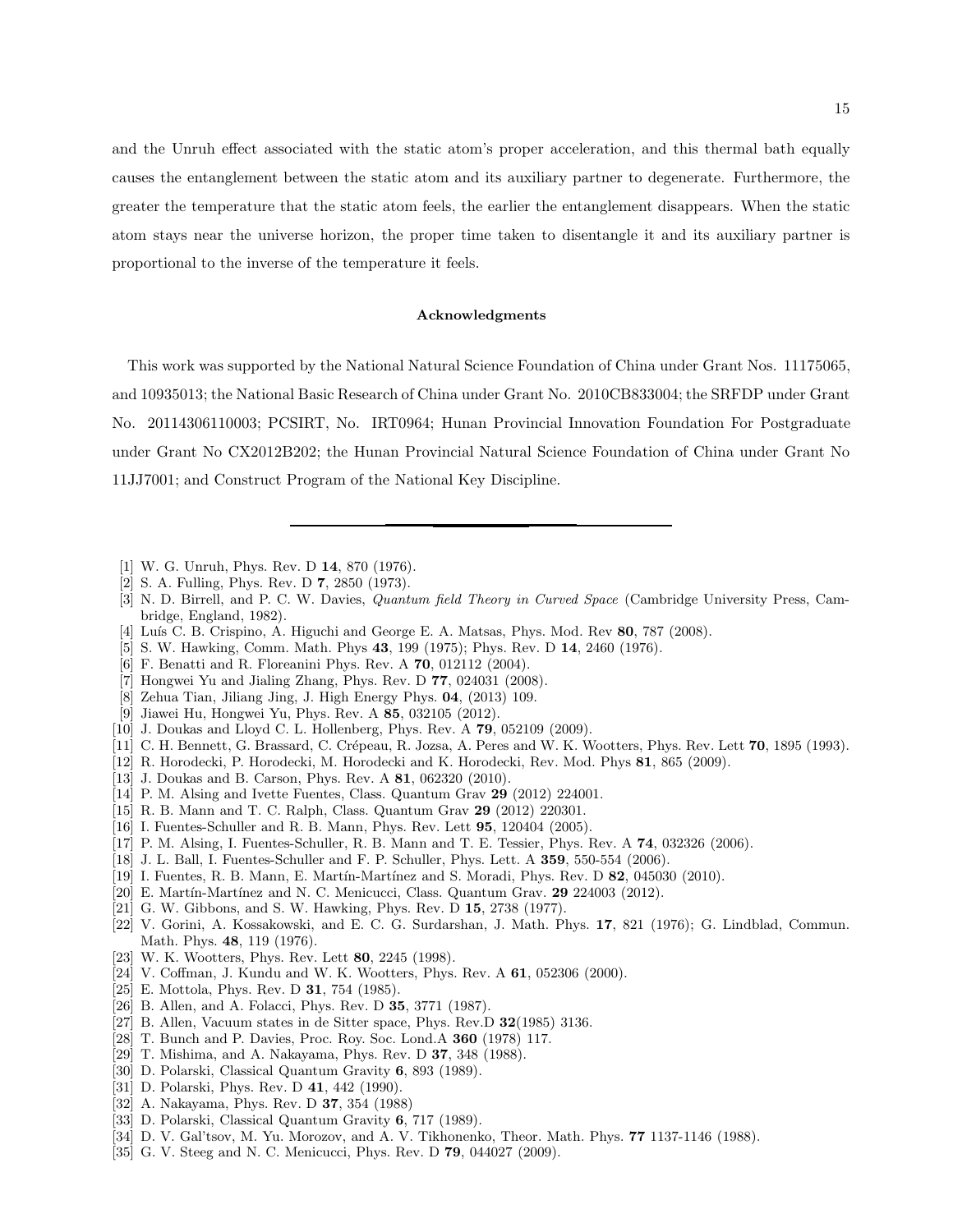and the Unruh effect associated with the static atom's proper acceleration, and this thermal bath equally causes the entanglement between the static atom and its auxiliary partner to degenerate. Furthermore, the greater the temperature that the static atom feels, the earlier the entanglement disappears. When the static atom stays near the universe horizon, the proper time taken to disentangle it and its auxiliary partner is proportional to the inverse of the temperature it feels.

### Acknowledgments

This work was supported by the National Natural Science Foundation of China under Grant Nos. 11175065, and 10935013; the National Basic Research of China under Grant No. 2010CB833004; the SRFDP under Grant No. 20114306110003; PCSIRT, No. IRT0964; Hunan Provincial Innovation Foundation For Postgraduate under Grant No CX2012B202; the Hunan Provincial Natural Science Foundation of China under Grant No 11JJ7001; and Construct Program of the National Key Discipline.

---

[1] W. G. Unruh, Phys. Rev. D **14**, 870 (1976).
[2] S. A. Fulling, Phys. Rev. D **7**, 2850 (1973).
[3] N. D. Birrell, and P. C. W. Davies, *Quantum field Theory in Curved Space* (Cambridge University Press, Cambridge, England, 1982).
[4] Luís C. B. Crispino, A. Higuchi and George E. A. Matsas, Phys. Mod. Rev **80**, 787 (2008).
[5] S. W. Hawking, Comm. Math. Phys **43**, 199 (1975); Phys. Rev. D **14**, 2460 (1976).
[6] F. Benatti and R. Floreanini Phys. Rev. A **70**, 012112 (2004).
[7] Hongwei Yu and Jialing Zhang, Phys. Rev. D **77**, 024031 (2008).
[8] Zehua Tian, Jiliang Jing, J. High Energy Phys. **04**, (2013) 109.
[9] Jiawei Hu, Hongwei Yu, Phys. Rev. A **85**, 032105 (2012).
[10] J. Doukas and Lloyd C. L. Hollenberg, Phys. Rev. A **79**, 052109 (2009).
[11] C. H. Bennett, G. Brassard, C. Crépeau, R. Jozsa, A. Peres and W. K. Wootters, Phys. Rev. Lett **70**, 1895 (1993).
[12] R. Horodecki, P. Horodecki, M. Horodecki and K. Horodecki, Rev. Mod. Phys **81**, 865 (2009).
[13] J. Doukas and B. Carson, Phys. Rev. A **81**, 062320 (2010).
[14] P. M. Alsing and Ivette Fuentes, Class. Quantum Grav **29** (2012) 224001.
[15] R. B. Mann and T. C. Ralph, Class. Quantum Grav **29** (2012) 220301.
[16] I. Fuentes-Schuller and R. B. Mann, Phys. Rev. Lett **95**, 120404 (2005).
[17] P. M. Alsing, I. Fuentes-Schuller, R. B. Mann and T. E. Tessier, Phys. Rev. A **74**, 032326 (2006).
[18] J. L. Ball, I. Fuentes-Schuller and F. P. Schuller, Phys. Lett. A **359**, 550-554 (2006).
[19] I. Fuentes, R. B. Mann, E. Martín-Martínez and S. Moradi, Phys. Rev. D **82**, 045030 (2010).
[20] E. Martín-Martínez and N. C. Menicucci, Class. Quantum Grav. **29** 224003 (2012).
[21] G. W. Gibbons, and S. W. Hawking, Phys. Rev. D **15**, 2738 (1977).
[22] V. Gorini, A. Kossakowski, and E. C. G. Surdarshan, J. Math. Phys. **17**, 821 (1976); G. Lindblad, Commun. Math. Phys. **48**, 119 (1976).
[23] W. K. Wootters, Phys. Rev. Lett **80**, 2245 (1998).
[24] V. Coffman, J. Kundu and W. K. Wootters, Phys. Rev. A **61**, 052306 (2000).
[25] E. Mottola, Phys. Rev. D **31**, 754 (1985).
[26] B. Allen, and A. Folacci, Phys. Rev. D **35**, 3771 (1987).
[27] B. Allen, Vacuum states in de Sitter space, Phys. Rev.D **32**(1985) 3136.
[28] T. Bunch and P. Davies, Proc. Roy. Soc. Lond.A **360** (1978) 117.
[29] T. Mishima, and A. Nakayama, Phys. Rev. D **37**, 348 (1988).
[30] D. Polarski, Classical Quantum Gravity **6**, 893 (1989).
[31] D. Polarski, Phys. Rev. D **41**, 442 (1990).
[32] A. Nakayama, Phys. Rev. D **37**, 354 (1988)
[33] D. Polarski, Classical Quantum Gravity **6**, 717 (1989).
[34] D. V. Gal'tsov, M. Yu. Morozov, and A. V. Tikhonenko, Theor. Math. Phys. **77** 1137-1146 (1988).
[35] G. V. Steeg and N. C. Menicucci, Phys. Rev. D **79**, 044027 (2009).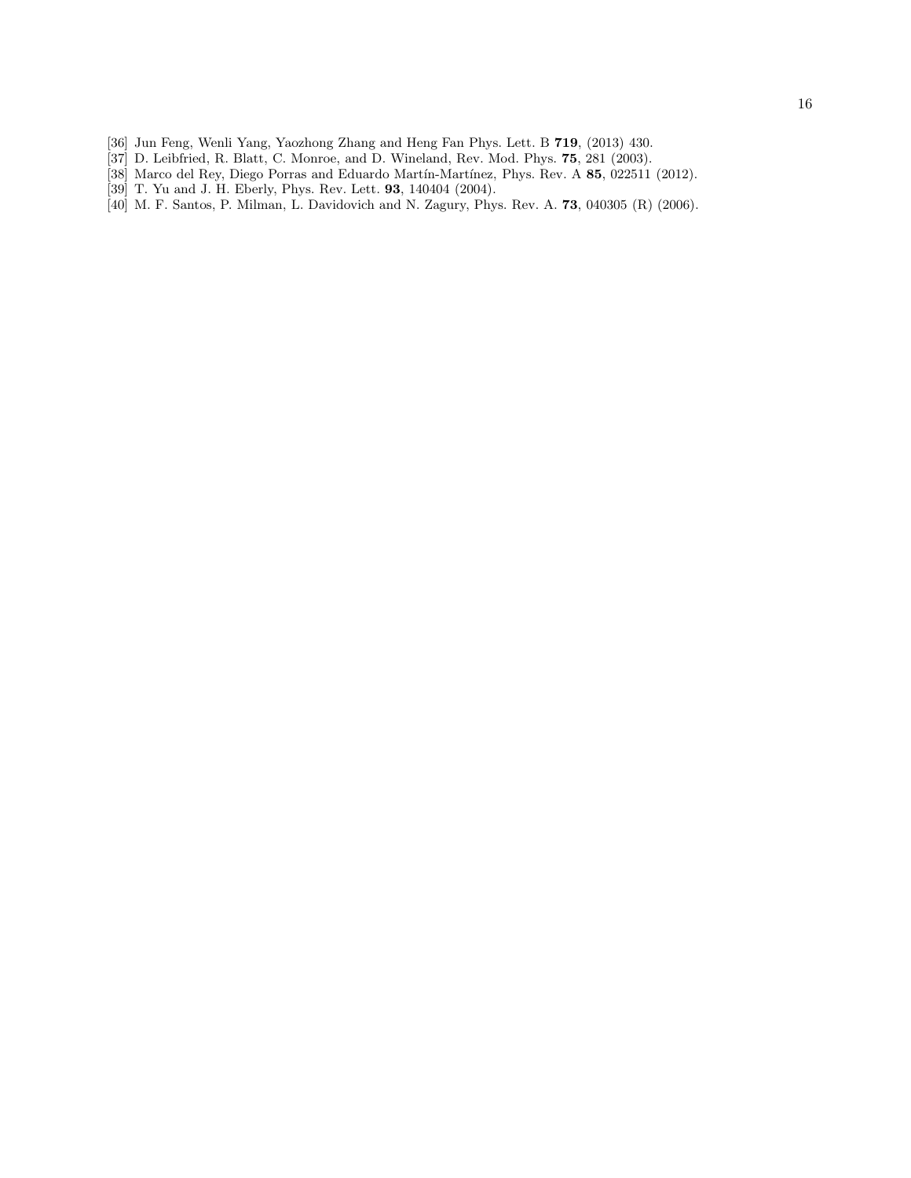[36] Jun Feng, Wenli Yang, Yaozhong Zhang and Heng Fan Phys. Lett. B **719**, (2013) 430.
[37] D. Leibfried, R. Blatt, C. Monroe, and D. Wineland, Rev. Mod. Phys. **75**, 281 (2003).
[38] Marco del Rey, Diego Porras and Eduardo Martín-Martínez, Phys. Rev. A **85**, 022511 (2012).
[39] T. Yu and J. H. Eberly, Phys. Rev. Lett. **93**, 140404 (2004).
[40] M. F. Santos, P. Milman, L. Davidovich and N. Zagury, Phys. Rev. A. **73**, 040305 (R) (2006).